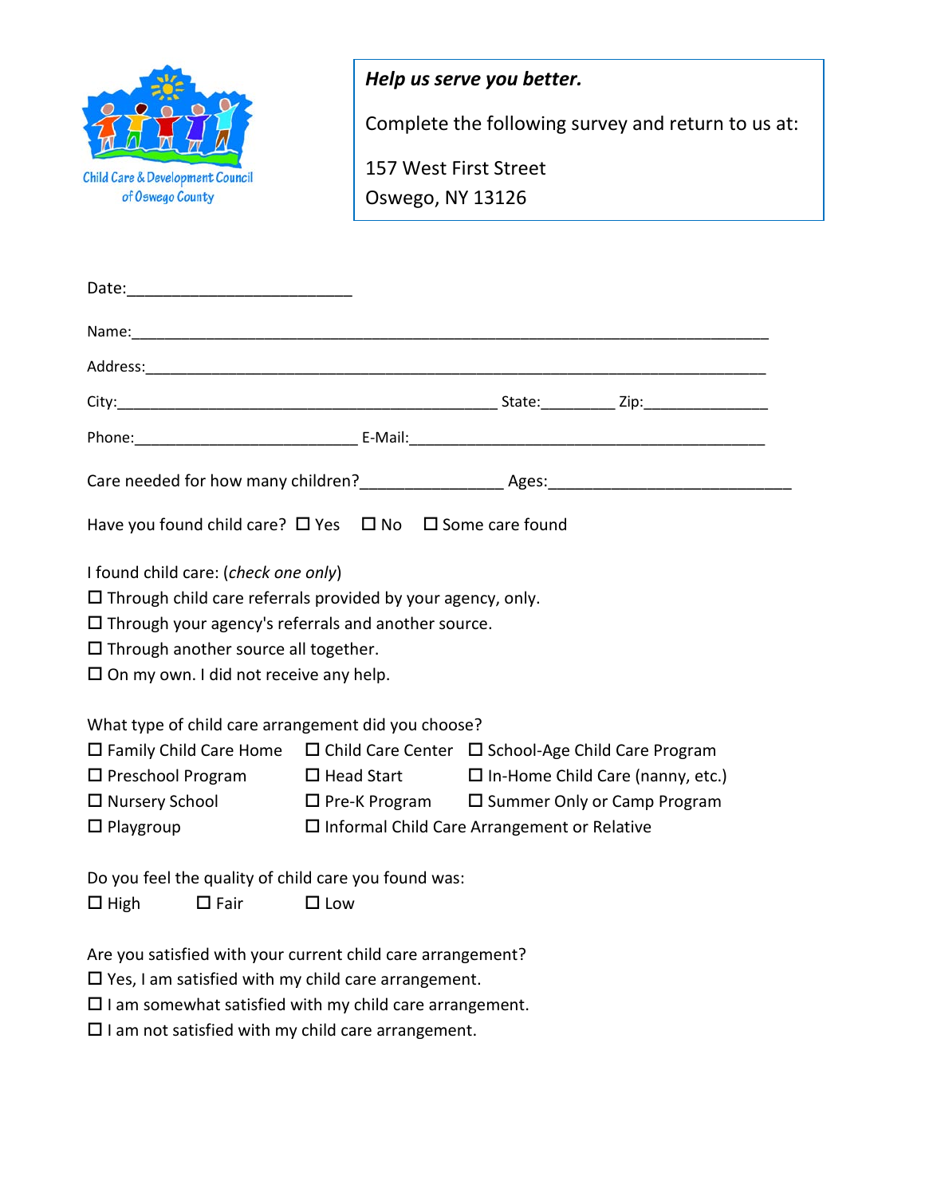Child Care & Development Council of Oswego County

***Help us serve you better.***

Complete the following survey and return to us at:

157 West First Street
Oswego, NY 13126

Date:________________________

Name:______________________________________________________________________

Address:____________________________________________________________________

City:__________________________________________ State:________ Zip:_____________

Phone:_________________________ E-Mail:_________________________________________

Care needed for how many children?_______________ Ages:_________________________

Have you found child care? ☐ Yes ☐ No ☐ Some care found

I found child care: (*check one only*)
☐ Through child care referrals provided by your agency, only.
☐ Through your agency's referrals and another source.
☐ Through another source all together.
☐ On my own. I did not receive any help.

What type of child care arrangement did you choose?
☐ Family Child Care Home ☐ Child Care Center ☐ School-Age Child Care Program
☐ Preschool Program ☐ Head Start ☐ In-Home Child Care (nanny, etc.)
☐ Nursery School ☐ Pre-K Program ☐ Summer Only or Camp Program
☐ Playgroup ☐ Informal Child Care Arrangement or Relative

Do you feel the quality of child care you found was:
☐ High ☐ Fair ☐ Low

Are you satisfied with your current child care arrangement?
☐ Yes, I am satisfied with my child care arrangement.
☐ I am somewhat satisfied with my child care arrangement.
☐ I am not satisfied with my child care arrangement.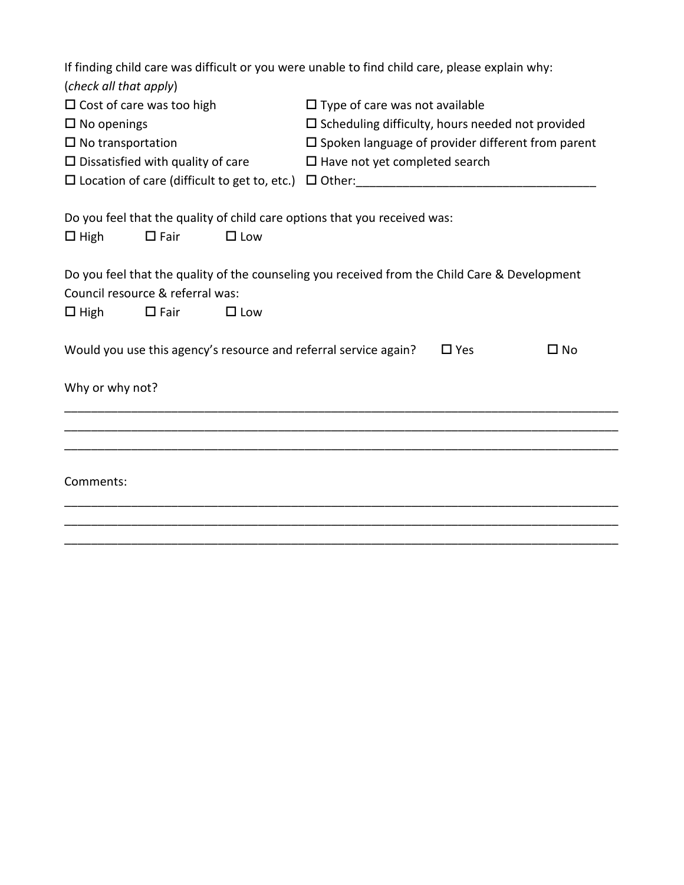If finding child care was difficult or you were unable to find child care, please explain why: (*check all that apply*)

☐ Cost of care was too high
☐ No openings
☐ No transportation
☐ Dissatisfied with quality of care
☐ Location of care (difficult to get to, etc.)
☐ Type of care was not available
☐ Scheduling difficulty, hours needed not provided
☐ Spoken language of provider different from parent
☐ Have not yet completed search
☐ Other:___________________________________

Do you feel that the quality of child care options that you received was:

☐ High ☐ Fair ☐ Low

Do you feel that the quality of the counseling you received from the Child Care & Development Council resource & referral was:

☐ High ☐ Fair ☐ Low

Would you use this agency's resource and referral service again? ☐ Yes ☐ No

Why or why not?

_____________________________________________________________________________________
_____________________________________________________________________________________
_____________________________________________________________________________________

Comments:

_____________________________________________________________________________________
_____________________________________________________________________________________
_____________________________________________________________________________________